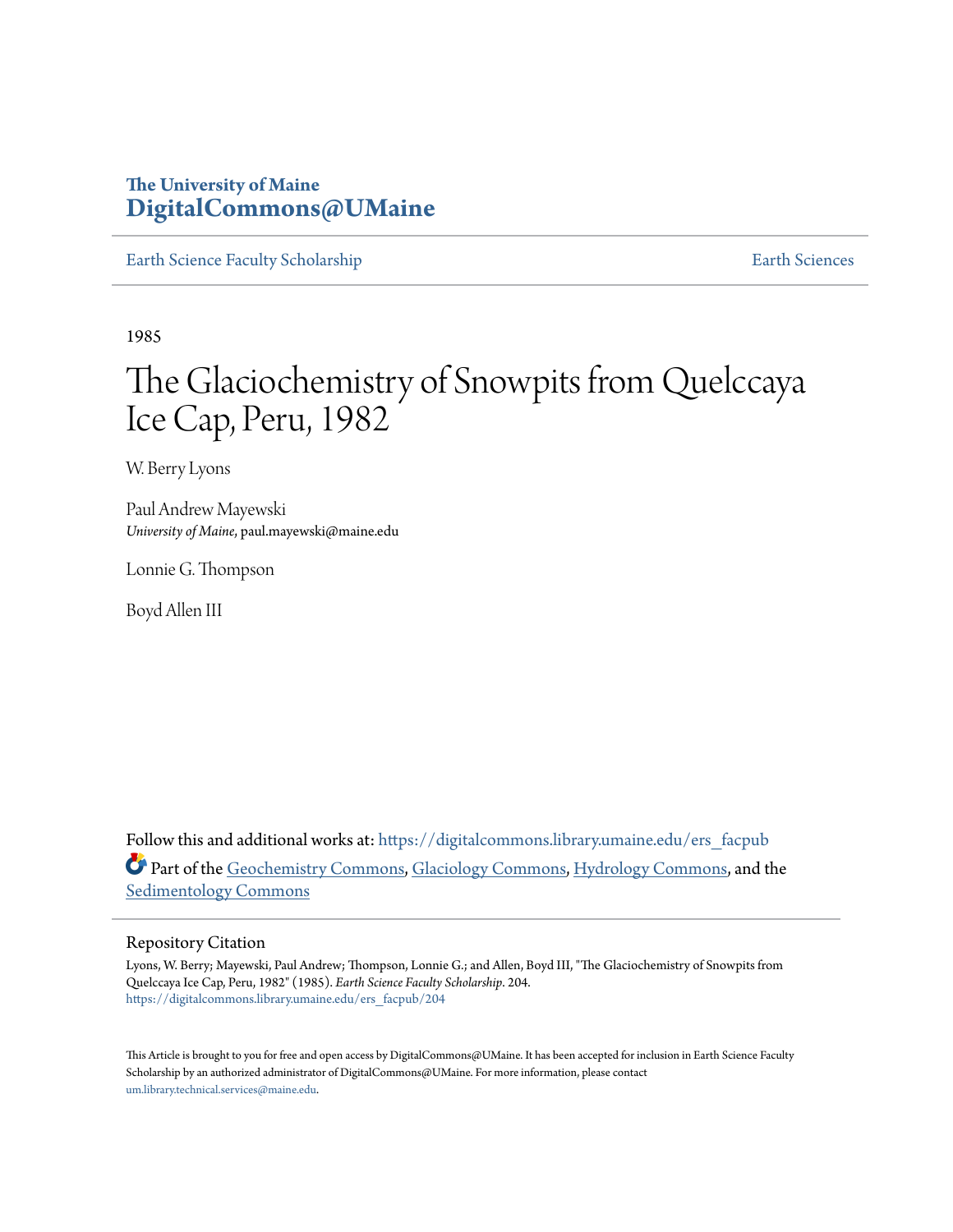# The University of Maine
# DigitalCommons@UMaine

Earth Science Faculty Scholarship | Earth Sciences

1985

# The Glaciochemistry of Snowpits from Quelccaya Ice Cap, Peru, 1982

W. Berry Lyons

Paul Andrew Mayewski
*University of Maine*, paul.mayewski@maine.edu

Lonnie G. Thompson

Boyd Allen III

Follow this and additional works at: https://digitalcommons.library.umaine.edu/ers_facpub

Part of the Geochemistry Commons, Glaciology Commons, Hydrology Commons, and the Sedimentology Commons

## Repository Citation

Lyons, W. Berry; Mayewski, Paul Andrew; Thompson, Lonnie G.; and Allen, Boyd III, "The Glaciochemistry of Snowpits from Quelccaya Ice Cap, Peru, 1982" (1985). *Earth Science Faculty Scholarship*. 204.
https://digitalcommons.library.umaine.edu/ers_facpub/204

This Article is brought to you for free and open access by DigitalCommons@UMaine. It has been accepted for inclusion in Earth Science Faculty Scholarship by an authorized administrator of DigitalCommons@UMaine. For more information, please contact um.library.technical.services@maine.edu.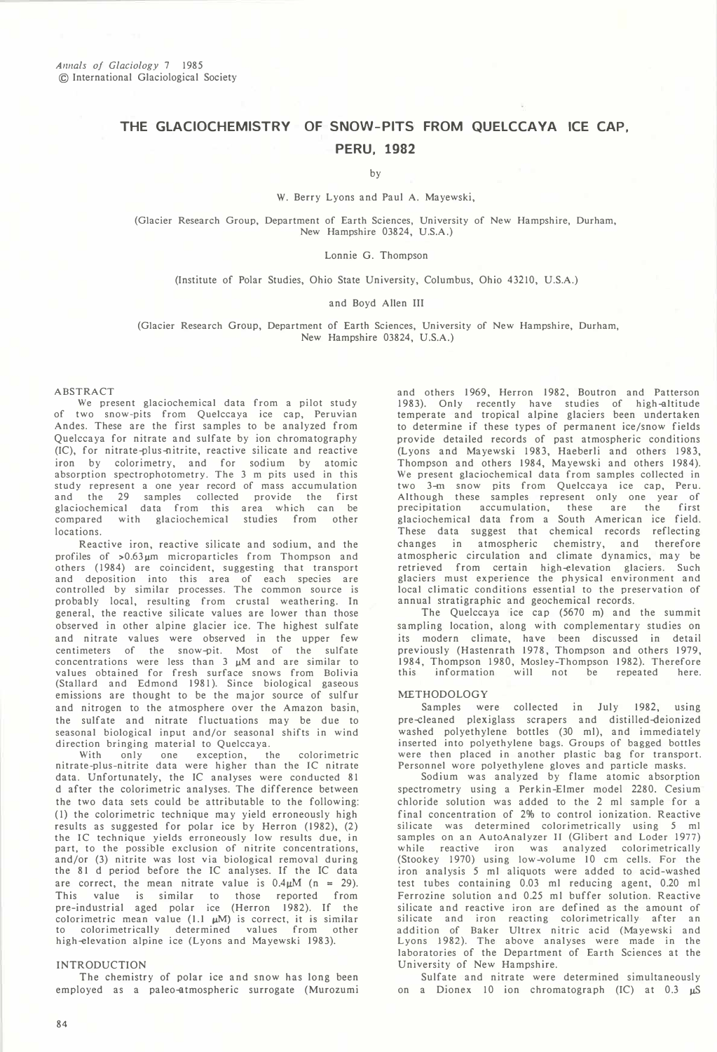*Annals of Glaciology* 7 1985
© International Glaciological Society

# THE GLACIOCHEMISTRY OF SNOW-PITS FROM QUELCCAYA ICE CAP, PERU, 1982

by

W. Berry Lyons and Paul A. Mayewski,

(Glacier Research Group, Department of Earth Sciences, University of New Hampshire, Durham, New Hampshire 03824, U.S.A.)

Lonnie G. Thompson

(Institute of Polar Studies, Ohio State University, Columbus, Ohio 43210, U.S.A.)

and Boyd Allen III

(Glacier Research Group, Department of Earth Sciences, University of New Hampshire, Durham, New Hampshire 03824, U.S.A.)

## ABSTRACT

We present glaciochemical data from a pilot study of two snow-pits from Quelccaya ice cap, Peruvian Andes. These are the first samples to be analyzed from Quelccaya for nitrate and sulfate by ion chromatography (IC), for nitrate-plus-nitrite, reactive silicate and reactive iron by colorimetry, and for sodium by atomic absorption spectrophotometry. The 3 m pits used in this study represent a one year record of mass accumulation and the 29 samples collected provide the first glaciochemical data from this area which can be compared with glaciochemical studies from other locations.

Reactive iron, reactive silicate and sodium, and the profiles of >0.63μm microparticles from Thompson and others (1984) are coincident, suggesting that transport and deposition into this area of each species are controlled by similar processes. The common source is probably local, resulting from crustal weathering. In general, the reactive silicate values are lower than those observed in other alpine glacier ice. The highest sulfate and nitrate values were observed in the upper few centimeters of the snow-pit. Most of the sulfate concentrations were less than 3 μM and are similar to values obtained for fresh surface snows from Bolivia (Stallard and Edmond 1981). Since biological gaseous emissions are thought to be the major source of sulfur and nitrogen to the atmosphere over the Amazon basin, the sulfate and nitrate fluctuations may be due to seasonal biological input and/or seasonal shifts in wind direction bringing material to Quelccaya.

With only one exception, the colorimetric nitrate-plus-nitrite data were higher than the IC nitrate data. Unfortunately, the IC analyses were conducted 81 d after the colorimetric analyses. The difference between the two data sets could be attributable to the following: (1) the colorimetric technique may yield erroneously high results as suggested for polar ice by Herron (1982), (2) the IC technique yields erroneously low results due, in part, to the possible exclusion of nitrite concentrations, and/or (3) nitrite was lost via biological removal during the 81 d period before the IC analyses. If the IC data are correct, the mean nitrate value is 0.4μM (n = 29). This value is similar to those reported from pre-industrial aged polar ice (Herron 1982). If the colorimetric mean value (1.1 μM) is correct, it is similar to colorimetrically determined values from other high-elevation alpine ice (Lyons and Mayewski 1983).

## INTRODUCTION

The chemistry of polar ice and snow has long been employed as a paleo-atmospheric surrogate (Murozumi and others 1969, Herron 1982, Boutron and Patterson 1983). Only recently have studies of high-altitude temperate and tropical alpine glaciers been undertaken to determine if these types of permanent ice/snow fields provide detailed records of past atmospheric conditions (Lyons and Mayewski 1983, Haeberli and others 1983, Thompson and others 1984, Mayewski and others 1984). We present glaciochemical data from samples collected in two 3-m snow pits from Quelccaya ice cap, Peru. Although these samples represent only one year of precipitation accumulation, these are the first glaciochemical data from a South American ice field. These data suggest that chemical records reflecting changes in atmospheric chemistry, and therefore atmospheric circulation and climate dynamics, may be retrieved from certain high-elevation glaciers. Such glaciers must experience the physical environment and local climatic conditions essential to the preservation of annual stratigraphic and geochemical records.

The Quelccaya ice cap (5670 m) and the summit sampling location, along with complementary studies on its modern climate, have been discussed in detail previously (Hastenrath 1978, Thompson and others 1979, 1984, Thompson 1980, Mosley-Thompson 1982). Therefore this information will not be repeated here.

## METHODOLOGY

Samples were collected in July 1982, using pre-cleaned plexiglass scrapers and distilled-deionized washed polyethylene bottles (30 ml), and immediately inserted into polyethylene bags. Groups of bagged bottles were then placed in another plastic bag for transport. Personnel wore polyethylene gloves and particle masks.

Sodium was analyzed by flame atomic absorption spectrometry using a Perkin-Elmer model 2280. Cesium chloride solution was added to the 2 ml sample for a final concentration of 2% to control ionization. Reactive silicate was determined colorimetrically using 5 ml samples on an AutoAnalyzer II (Glibert and Loder 1977) while reactive iron was analyzed colorimetrically (Stookey 1970) using low-volume 10 cm cells. For the iron analysis 5 ml aliquots were added to acid-washed test tubes containing 0.03 ml reducing agent, 0.20 ml Ferrozine solution and 0.25 ml buffer solution. Reactive silicate and reactive iron are defined as the amount of silicate and iron reacting colorimetrically after an addition of Baker Ultrex nitric acid (Mayewski and Lyons 1982). The above analyses were made in the laboratories of the Department of Earth Sciences at the University of New Hampshire.

Sulfate and nitrate were determined simultaneously on a Dionex 10 ion chromatograph (IC) at 0.3 μS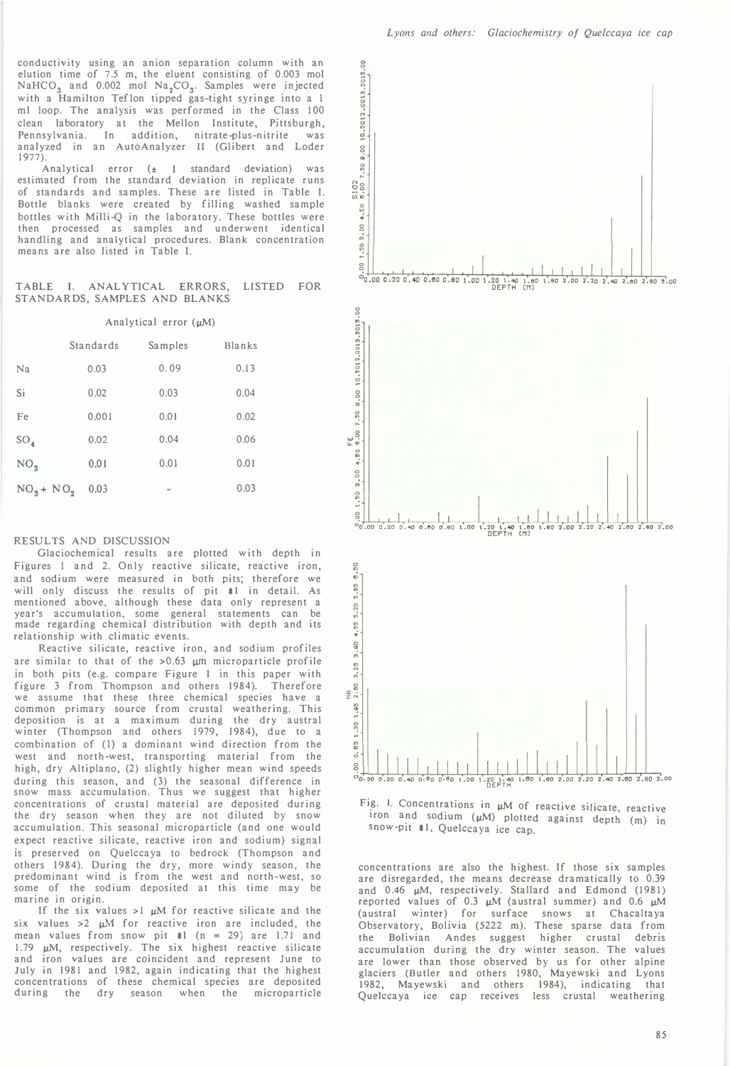conductivity using an anion separation column with an elution time of 7.5 m, the eluent consisting of 0.003 mol $NaHCO_3$ and 0.002 mol $Na_2CO_3$. Samples were injected with a Hamilton Teflon tipped gas-tight syringe into a 1 ml loop. The analysis was performed in the Class 100 clean laboratory at the Mellon Institute, Pittsburgh, Pennsylvania. In addition, nitrate-plus-nitrite was analyzed in an AutoAnalyzer II (Glibert and Loder 1977).

Analytical error (± 1 standard deviation) was estimated from the standard deviation in replicate runs of standards and samples. These are listed in Table I. Bottle blanks were created by filling washed sample bottles with Milli-Q in the laboratory. These bottles were then processed as samples and underwent identical handling and analytical procedures. Blank concentration means are also listed in Table I.

TABLE I. ANALYTICAL ERRORS, LISTED FOR STANDARDS, SAMPLES AND BLANKS

| | Analytical error (μM) | | |
|---|---|---|---|
| | Standards | Samples | Blanks |
| Na | 0.03 | 0.09 | 0.13 |
| Si | 0.02 | 0.03 | 0.04 |
| Fe | 0.001 | 0.01 | 0.02 |
| $SO_4$ | 0.02 | 0.04 | 0.06 |
| $NO_3$ | 0.01 | 0.01 | 0.01 |
| $NO_3 + NO_2$ | 0.03 | - | 0.03 |

## RESULTS AND DISCUSSION

Glaciochemical results are plotted with depth in Figures 1 and 2. Only reactive silicate, reactive iron, and sodium were measured in both pits; therefore we will only discuss the results of pit #1 in detail. As mentioned above, although these data only represent a year's accumulation, some general statements can be made regarding chemical distribution with depth and its relationship with climatic events.

Reactive silicate, reactive iron, and sodium profiles are similar to that of the >0.63 μm microparticle profile in both pits (e.g. compare Figure 1 in this paper with figure 3 from Thompson and others 1984). Therefore we assume that these three chemical species have a common primary source from crustal weathering. This deposition is at a maximum during the dry austral winter (Thompson and others 1979, 1984), due to a combination of (1) a dominant wind direction from the west and north-west, transporting material from the high, dry Altiplano, (2) slightly higher mean wind speeds during this season, and (3) the seasonal difference in snow mass accumulation. Thus we suggest that higher concentrations of crustal material are deposited during the dry season when they are not diluted by snow accumulation. This seasonal microparticle (and one would expect reactive silicate, reactive iron and sodium) signal is preserved on Quelccaya to bedrock (Thompson and others 1984). During the dry, more windy season, the predominant wind is from the west and north-west, so some of the sodium deposited at this time may be marine in origin.

If the six values >1 μM for reactive silicate and the six values >2 μM for reactive iron are included, the mean values from snow pit #1 (n = 29) are 1.71 and 1.79 μM, respectively. The six highest reactive silicate and iron values are coincident and represent June to July in 1981 and 1982, again indicating that the highest concentrations of these chemical species are deposited during the dry season when the microparticle concentrations are also the highest. If those six samples are disregarded, the means decrease dramatically to 0.39 and 0.46 μM, respectively. Stallard and Edmond (1981) reported values of 0.3 μM (austral summer) and 0.6 μM (austral winter) for surface snows at Chacaltaya Observatory, Bolivia (5222 m). These sparse data from the Bolivian Andes suggest higher crustal debris accumulation during the dry winter season. The values are lower than those observed by us for other alpine glaciers (Butler and others 1980, Mayewski and Lyons 1982, Mayewski and others 1984), indicating that Quelccaya ice cap receives less crustal weathering

Fig. 1. Concentrations in μM of reactive silicate, reactive iron and sodium (μM) plotted against depth (m) in snow-pit #1, Quelccaya ice cap.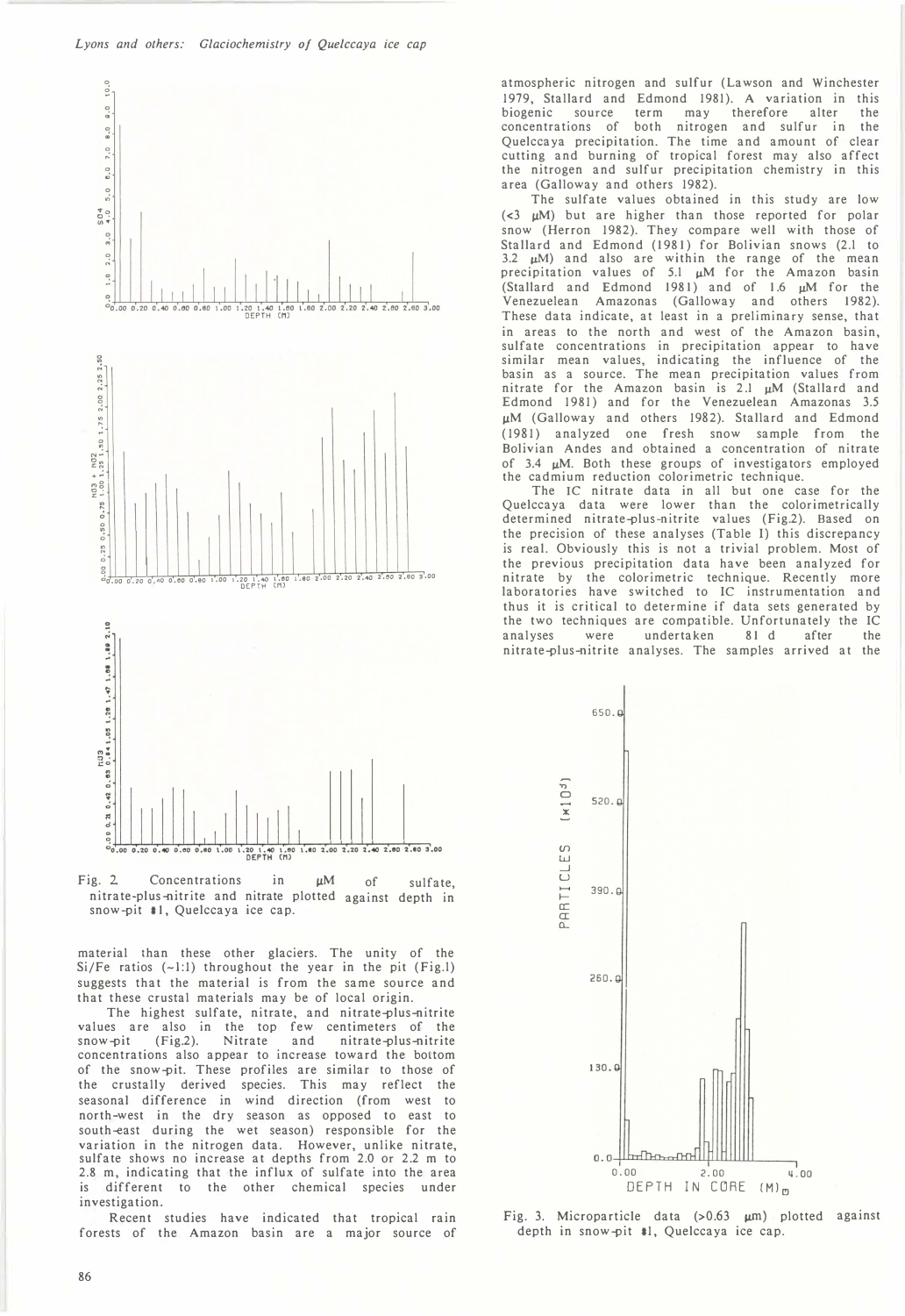Fig. 2. Concentrations in μM of sulfate, nitrate-plus-nitrite and nitrate plotted against depth in snow-pit #1, Quelccaya ice cap.

material than these other glaciers. The unity of the Si/Fe ratios (~1:1) throughout the year in the pit (Fig.1) suggests that the material is from the same source and that these crustal materials may be of local origin.

The highest sulfate, nitrate, and nitrate-plus-nitrite values are also in the top few centimeters of the snow-pit (Fig.2). Nitrate and nitrate-plus-nitrite concentrations also appear to increase toward the bottom of the snow-pit. These profiles are similar to those of the crustally derived species. This may reflect the seasonal difference in wind direction (from west to north-west in the dry season as opposed to east to south-east during the wet season) responsible for the variation in the nitrogen data. However, unlike nitrate, sulfate shows no increase at depths from 2.0 or 2.2 m to 2.8 m, indicating that the influx of sulfate into the area is different to the other chemical species under investigation.

Recent studies have indicated that tropical rain forests of the Amazon basin are a major source of atmospheric nitrogen and sulfur (Lawson and Winchester 1979, Stallard and Edmond 1981). A variation in this biogenic source term may therefore alter the concentrations of both nitrogen and sulfur in the Quelccaya precipitation. The time and amount of clear cutting and burning of tropical forest may also affect the nitrogen and sulfur precipitation chemistry in this area (Galloway and others 1982).

The sulfate values obtained in this study are low (<3 μM) but are higher than those reported for polar snow (Herron 1982). They compare well with those of Stallard and Edmond (1981) for Bolivian snows (2.1 to 3.2 μM) and also are within the range of the mean precipitation values of 5.1 μM for the Amazon basin (Stallard and Edmond 1981) and of 1.6 μM for the Venezuelean Amazonas (Galloway and others 1982). These data indicate, at least in a preliminary sense, that in areas to the north and west of the Amazon basin, sulfate concentrations in precipitation appear to have similar mean values, indicating the influence of the basin as a source. The mean precipitation values from nitrate for the Amazon basin is 2.1 μM (Stallard and Edmond 1981) and for the Venezuelean Amazonas 3.5 μM (Galloway and others 1982). Stallard and Edmond (1981) analyzed one fresh snow sample from the Bolivian Andes and obtained a concentration of nitrate of 3.4 μM. Both these groups of investigators employed the cadmium reduction colorimetric technique.

The IC nitrate data in all but one case for the Quelccaya data were lower than the colorimetrically determined nitrate-plus-nitrite values (Fig.2). Based on the precision of these analyses (Table I) this discrepancy is real. Obviously this is not a trivial problem. Most of the previous precipitation data have been analyzed for nitrate by the colorimetric technique. Recently more laboratories have switched to IC instrumentation and thus it is critical to determine if data sets generated by the two techniques are compatible. Unfortunately the IC analyses were undertaken 81 d after the nitrate-plus-nitrite analyses. The samples arrived at the

Fig. 3. Microparticle data (>0.63 μm) plotted against depth in snow-pit #1, Quelccaya ice cap.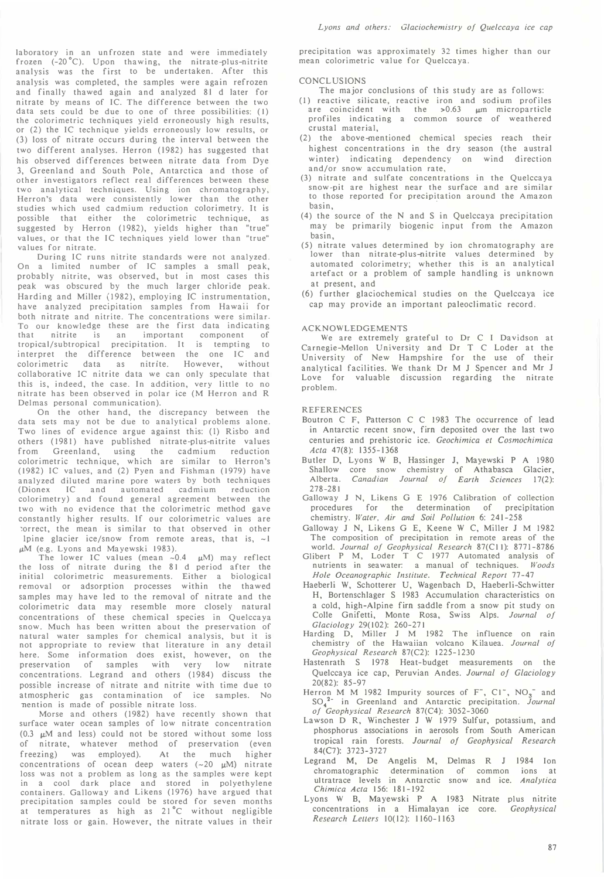laboratory in an unfrozen state and were immediately frozen (-20 °C). Upon thawing, the nitrate-plus-nitrite analysis was the first to be undertaken. After this analysis was completed, the samples were again refrozen and finally thawed again and analyzed 81 d later for nitrate by means of IC. The difference between the two data sets could be due to one of three possibilities: (1) the colorimetric techniques yield erroneously high results, or (2) the IC technique yields erroneously low results, or (3) loss of nitrate occurs during the interval between the two different analyses. Herron (1982) has suggested that his observed differences between nitrate data from Dye 3, Greenland and South Pole, Antarctica and those of other investigators reflect real differences between these two analytical techniques. Using ion chromatography, Herron's data were consistently lower than the other studies which used cadmium reduction colorimetry. It is possible that either the colorimetric technique, as suggested by Herron (1982), yields higher than "true" values, or that the IC techniques yield lower than "true" values for nitrate.

During IC runs nitrite standards were not analyzed. On a limited number of IC samples a small peak, probably nitrite, was observed, but in most cases this peak was obscured by the much larger chloride peak. Harding and Miller (1982), employing IC instrumentation, have analyzed precipitation samples from Hawaii for both nitrate and nitrite. The concentrations were similar. To our knowledge these are the first data indicating that nitrite is an important component of tropical/subtropical precipitation. It is tempting to interpret the difference between the one IC and colorimetric data as nitrite. However, without collaborative IC nitrite data we can only speculate that this is, indeed, the case. In addition, very little to no nitrate has been observed in polar ice (M Herron and R Delmas personal communication).

On the other hand, the discrepancy between the data sets may not be due to analytical problems alone. Two lines of evidence argue against this: (1) Risbo and others (1981) have published nitrate-plus-nitrite values from Greenland, using the cadmium reduction colorimetric technique, which are similar to Herron's (1982) IC values, and (2) Pyen and Fishman (1979) have analyzed diluted marine pore waters by both techniques (Dionex IC and automated cadmium reduction colorimetry) and found general agreement between the two with no evidence that the colorimetric method gave constantly higher results. If our colorimetric values are correct, the mean is similar to that observed in other alpine glacier ice/snow from remote areas, that is, ~1 μM (e.g. Lyons and Mayewski 1983).

The lower IC values (mean ~0.4 μM) may reflect the loss of nitrate during the 81 d period after the initial colorimetric measurements. Either a biological removal or adsorption processes within the thawed samples may have led to the removal of nitrate and the colorimetric data may resemble more closely natural concentrations of these chemical species in Quelccaya snow. Much has been written about the preservation of natural water samples for chemical analysis, but it is not appropriate to review that literature in any detail here. Some information does exist, however, on the preservation of samples with very low nitrate concentrations. Legrand and others (1984) discuss the possible increase of nitrate and nitrite with time due to atmospheric gas contamination of ice samples. No mention is made of possible nitrate loss.

Morse and others (1982) have recently shown that surface water ocean samples of low nitrate concentration (0.3 μM and less) could not be stored without some loss of nitrate, whatever method of preservation (even freezing) was employed. At the much higher concentrations of ocean deep waters (~20 μM) nitrate loss was not a problem as long as the samples were kept in a cool dark place and stored in polyethylene containers. Galloway and Likens (1976) have argued that precipitation samples could be stored for seven months at temperatures as high as 21 °C without negligible nitrate loss or gain. However, the nitrate values in their precipitation was approximately 32 times higher than our mean colorimetric value for Quelccaya.

## CONCLUSIONS

The major conclusions of this study are as follows:

(1) reactive silicate, reactive iron and sodium profiles are coincident with the >0.63 μm microparticle profiles indicating a common source of weathered crustal material,

(2) the above-mentioned chemical species reach their highest concentrations in the dry season (the austral winter) indicating dependency on wind direction and/or snow accumulation rate,

(3) nitrate and sulfate concentrations in the Quelccaya snow-pit are highest near the surface and are similar to those reported for precipitation around the Amazon basin,

(4) the source of the N and S in Quelccaya precipitation may be primarily biogenic input from the Amazon basin,

(5) nitrate values determined by ion chromatography are lower than nitrate-plus-nitrite values determined by automated colorimetry; whether this is an analytical artefact or a problem of sample handling is unknown at present, and

(6) further glaciochemical studies on the Quelccaya ice cap may provide an important paleoclimatic record.

## ACKNOWLEDGEMENTS

We are extremely grateful to Dr C I Davidson at Carnegie-Mellon University and Dr T C Loder at the University of New Hampshire for the use of their analytical facilities. We thank Dr M J Spencer and Mr J Love for valuable discussion regarding the nitrate problem.

## REFERENCES

Boutron C F, Patterson C C 1983 The occurrence of lead in Antarctic recent snow, firn deposited over the last two centuries and prehistoric ice. *Geochimica et Cosmochimica Acta* 47(8): 1355-1368

Butler D, Lyons W B, Hassinger J, Mayewski P A 1980 Shallow core snow chemistry of Athabasca Glacier, Alberta. *Canadian Journal of Earth Sciences* 17(2): 278-281

Galloway J N, Likens G E 1976 Calibration of collection procedures for the determination of precipitation chemistry. *Water, Air and Soil Pollution* 6: 241-258

Galloway J N, Likens G E, Keene W C, Miller J M 1982 The composition of precipitation in remote areas of the world. *Journal of Geophysical Research* 87(C11): 8771-8786

Glibert P M, Loder T C 1977 Automated analysis of nutrients in seawater: a manual of techniques. *Woods Hole Oceanographic Institute. Technical Report* 77-47

Haeberli W, Schotterer U, Wagenbach D, Haeberli-Schwitter H, Bortenschlager S 1983 Accumulation characteristics on a cold, high-Alpine firn saddle from a snow pit study on Colle Gnifetti, Monte Rosa, Swiss Alps. *Journal of Glaciology* 29(102): 260-271

Harding D, Miller J M 1982 The influence on rain chemistry of the Hawaiian volcano Kilauea. *Journal of Geophysical Research* 87(C2): 1225-1230

Hastenrath S 1978 Heat-budget measurements on the Quelccaya ice cap, Peruvian Andes. *Journal of Glaciology* 20(82): 85-97

Herron M M 1982 Impurity sources of $F^-$, $Cl^-$, $NO_3^-$ and $SO_4^{2-}$ in Greenland and Antarctic precipitation. *Journal of Geophysical Research* 87(C4): 3052-3060

Lawson D R, Winchester J W 1979 Sulfur, potassium, and phosphorus associations in aerosols from South American tropical rain forests. *Journal of Geophysical Research* 84(C7): 3723-3727

Legrand M, De Angelis M, Delmas R J 1984 Ion chromatographic determination of common ions at ultratrace levels in Antarctic snow and ice. *Analytica Chimica Acta* 156: 181-192

Lyons W B, Mayewski P A 1983 Nitrate plus nitrite concentrations in a Himalayan ice core. *Geophysical Research Letters* 10(12): 1160-1163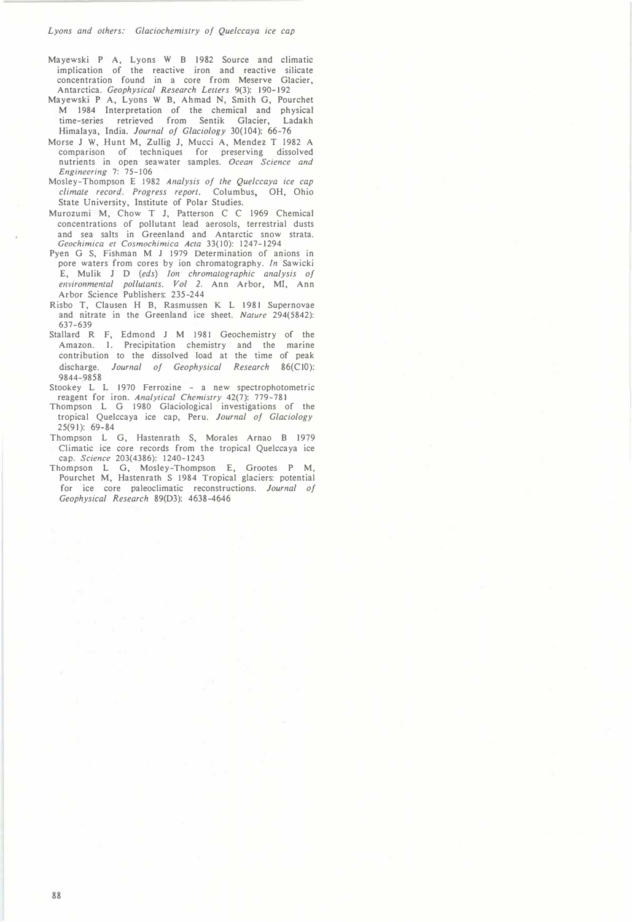Mayewski P A, Lyons W B 1982 Source and climatic implication of the reactive iron and reactive silicate concentration found in a core from Meserve Glacier, Antarctica. *Geophysical Research Letters* 9(3): 190-192

Mayewski P A, Lyons W B, Ahmad N, Smith G, Pourchet M 1984 Interpretation of the chemical and physical time-series retrieved from Sentik Glacier, Ladakh Himalaya, India. *Journal of Glaciology* 30(104): 66-76

Morse J W, Hunt M, Zullig J, Mucci A, Mendez T 1982 A comparison of techniques for preserving dissolved nutrients in open seawater samples. *Ocean Science and Engineering* 7: 75-106

Mosley-Thompson E 1982 *Analysis of the Quelccaya ice cap climate record. Progress report.* Columbus, OH, Ohio State University, Institute of Polar Studies.

Murozumi M, Chow T J, Patterson C C 1969 Chemical concentrations of pollutant lead aerosols, terrestrial dusts and sea salts in Greenland and Antarctic snow strata. *Geochimica et Cosmochimica Acta* 33(10): 1247-1294

Pyen G S, Fishman M J 1979 Determination of anions in pore waters from cores by ion chromatography. *In* Sawicki E, Mulik J D (*eds*) *Ion chromatographic analysis of environmental pollutants. Vol 2.* Ann Arbor, MI, Ann Arbor Science Publishers: 235-244

Risbo T, Clausen H B, Rasmussen K L 1981 Supernovae and nitrate in the Greenland ice sheet. *Nature* 294(5842): 637-639

Stallard R F, Edmond J M 1981 Geochemistry of the Amazon. 1. Precipitation chemistry and the marine contribution to the dissolved load at the time of peak discharge. *Journal of Geophysical Research* 86(C10): 9844-9858

Stookey L L 1970 Ferrozine - a new spectrophotometric reagent for iron. *Analytical Chemistry* 42(7): 779-781

Thompson L G 1980 Glaciological investigations of the tropical Quelccaya ice cap, Peru. *Journal of Glaciology* 25(91): 69-84

Thompson L G, Hastenrath S, Morales Arnao B 1979 Climatic ice core records from the tropical Quelccaya ice cap. *Science* 203(4386): 1240-1243

Thompson L G, Mosley-Thompson E, Grootes P M, Pourchet M, Hastenrath S 1984 Tropical glaciers: potential for ice core paleoclimatic reconstructions. *Journal of Geophysical Research* 89(D3): 4638-4646